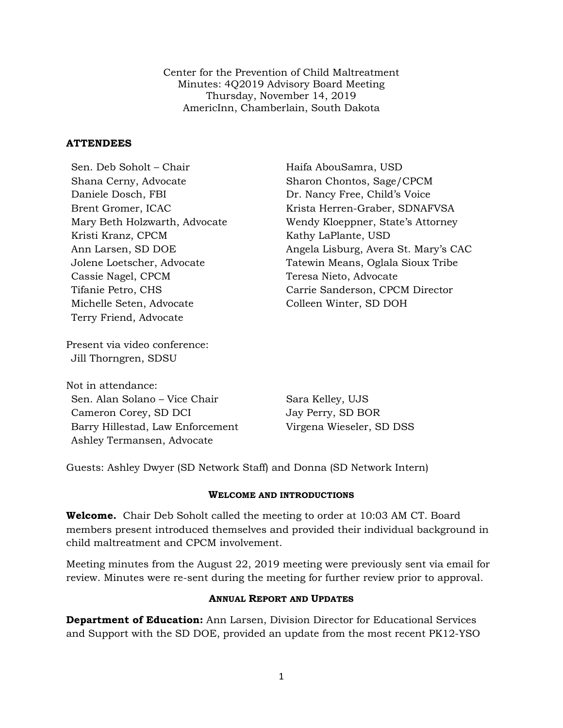Center for the Prevention of Child Maltreatment
Minutes: 4Q2019 Advisory Board Meeting
Thursday, November 14, 2019
AmericInn, Chamberlain, South Dakota

**ATTENDEES**

Sen. Deb Soholt – Chair
Shana Cerny, Advocate
Daniele Dosch, FBI
Brent Gromer, ICAC
Mary Beth Holzwarth, Advocate
Kristi Kranz, CPCM
Ann Larsen, SD DOE
Jolene Loetscher, Advocate
Cassie Nagel, CPCM
Tifanie Petro, CHS
Michelle Seten, Advocate
Terry Friend, Advocate
Haifa AbouSamra, USD
Sharon Chontos, Sage/CPCM
Dr. Nancy Free, Child's Voice
Krista Herren-Graber, SDNAFVSA
Wendy Kloeppner, State's Attorney
Kathy LaPlante, USD
Angela Lisburg, Avera St. Mary's CAC
Tatewin Means, Oglala Sioux Tribe
Teresa Nieto, Advocate
Carrie Sanderson, CPCM Director
Colleen Winter, SD DOH

Present via video conference:
Jill Thorngren, SDSU

Not in attendance:
Sen. Alan Solano – Vice Chair
Cameron Corey, SD DCI
Barry Hillestad, Law Enforcement
Ashley Termansen, Advocate
Sara Kelley, UJS
Jay Perry, SD BOR
Virgena Wieseler, SD DSS

Guests: Ashley Dwyer (SD Network Staff) and Donna (SD Network Intern)

## WELCOME AND INTRODUCTIONS

**Welcome.** Chair Deb Soholt called the meeting to order at 10:03 AM CT. Board members present introduced themselves and provided their individual background in child maltreatment and CPCM involvement.

Meeting minutes from the August 22, 2019 meeting were previously sent via email for review. Minutes were re-sent during the meeting for further review prior to approval.

## ANNUAL REPORT AND UPDATES

**Department of Education:** Ann Larsen, Division Director for Educational Services and Support with the SD DOE, provided an update from the most recent PK12-YSO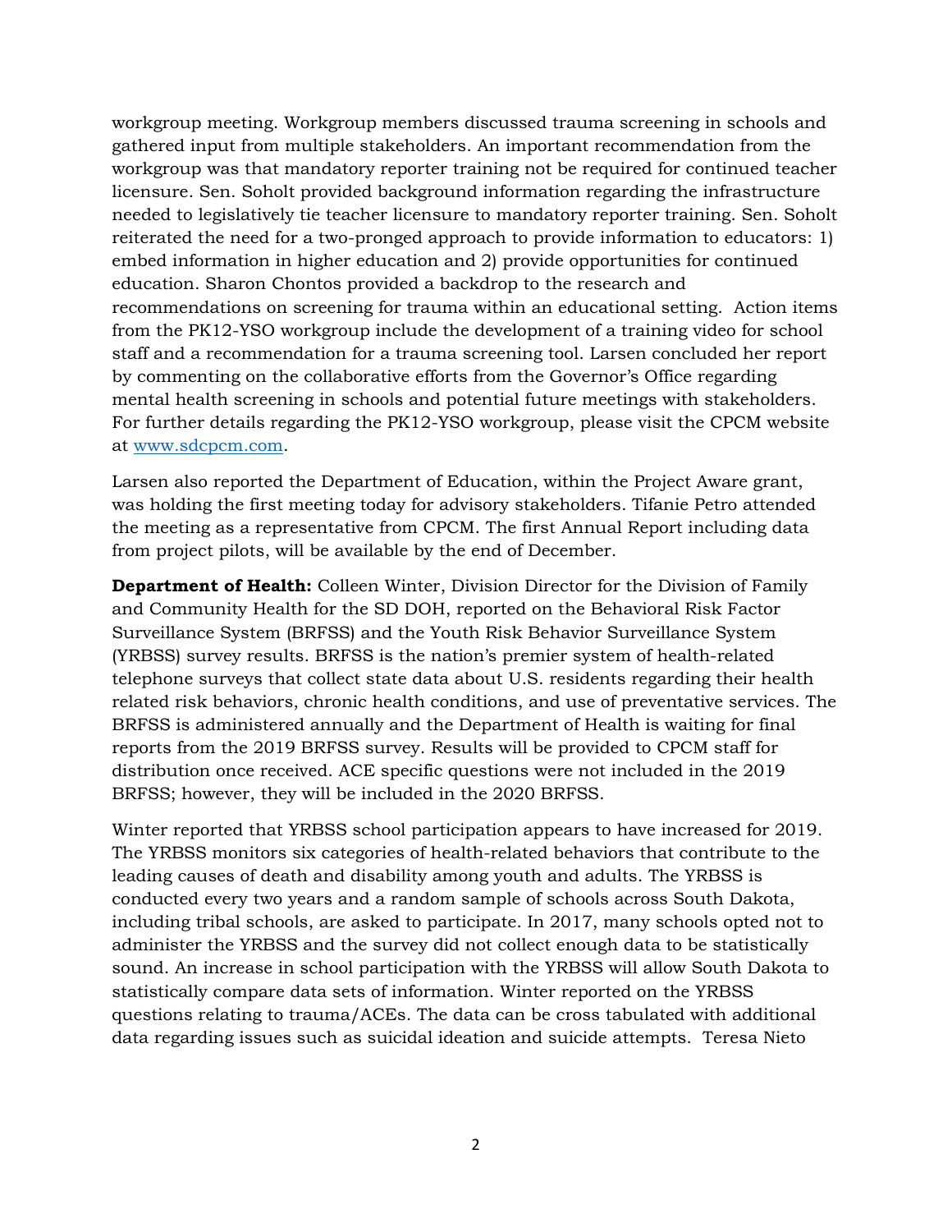workgroup meeting. Workgroup members discussed trauma screening in schools and gathered input from multiple stakeholders. An important recommendation from the workgroup was that mandatory reporter training not be required for continued teacher licensure. Sen. Soholt provided background information regarding the infrastructure needed to legislatively tie teacher licensure to mandatory reporter training. Sen. Soholt reiterated the need for a two-pronged approach to provide information to educators: 1) embed information in higher education and 2) provide opportunities for continued education. Sharon Chontos provided a backdrop to the research and recommendations on screening for trauma within an educational setting.  Action items from the PK12-YSO workgroup include the development of a training video for school staff and a recommendation for a trauma screening tool. Larsen concluded her report by commenting on the collaborative efforts from the Governor's Office regarding mental health screening in schools and potential future meetings with stakeholders. For further details regarding the PK12-YSO workgroup, please visit the CPCM website at [www.sdcpcm.com](http://www.sdcpcm.com).

Larsen also reported the Department of Education, within the Project Aware grant, was holding the first meeting today for advisory stakeholders. Tifanie Petro attended the meeting as a representative from CPCM. The first Annual Report including data from project pilots, will be available by the end of December.

**Department of Health:** Colleen Winter, Division Director for the Division of Family and Community Health for the SD DOH, reported on the Behavioral Risk Factor Surveillance System (BRFSS) and the Youth Risk Behavior Surveillance System (YRBSS) survey results. BRFSS is the nation's premier system of health-related telephone surveys that collect state data about U.S. residents regarding their health related risk behaviors, chronic health conditions, and use of preventative services. The BRFSS is administered annually and the Department of Health is waiting for final reports from the 2019 BRFSS survey. Results will be provided to CPCM staff for distribution once received. ACE specific questions were not included in the 2019 BRFSS; however, they will be included in the 2020 BRFSS.

Winter reported that YRBSS school participation appears to have increased for 2019. The YRBSS monitors six categories of health-related behaviors that contribute to the leading causes of death and disability among youth and adults. The YRBSS is conducted every two years and a random sample of schools across South Dakota, including tribal schools, are asked to participate. In 2017, many schools opted not to administer the YRBSS and the survey did not collect enough data to be statistically sound. An increase in school participation with the YRBSS will allow South Dakota to statistically compare data sets of information. Winter reported on the YRBSS questions relating to trauma/ACEs. The data can be cross tabulated with additional data regarding issues such as suicidal ideation and suicide attempts.  Teresa Nieto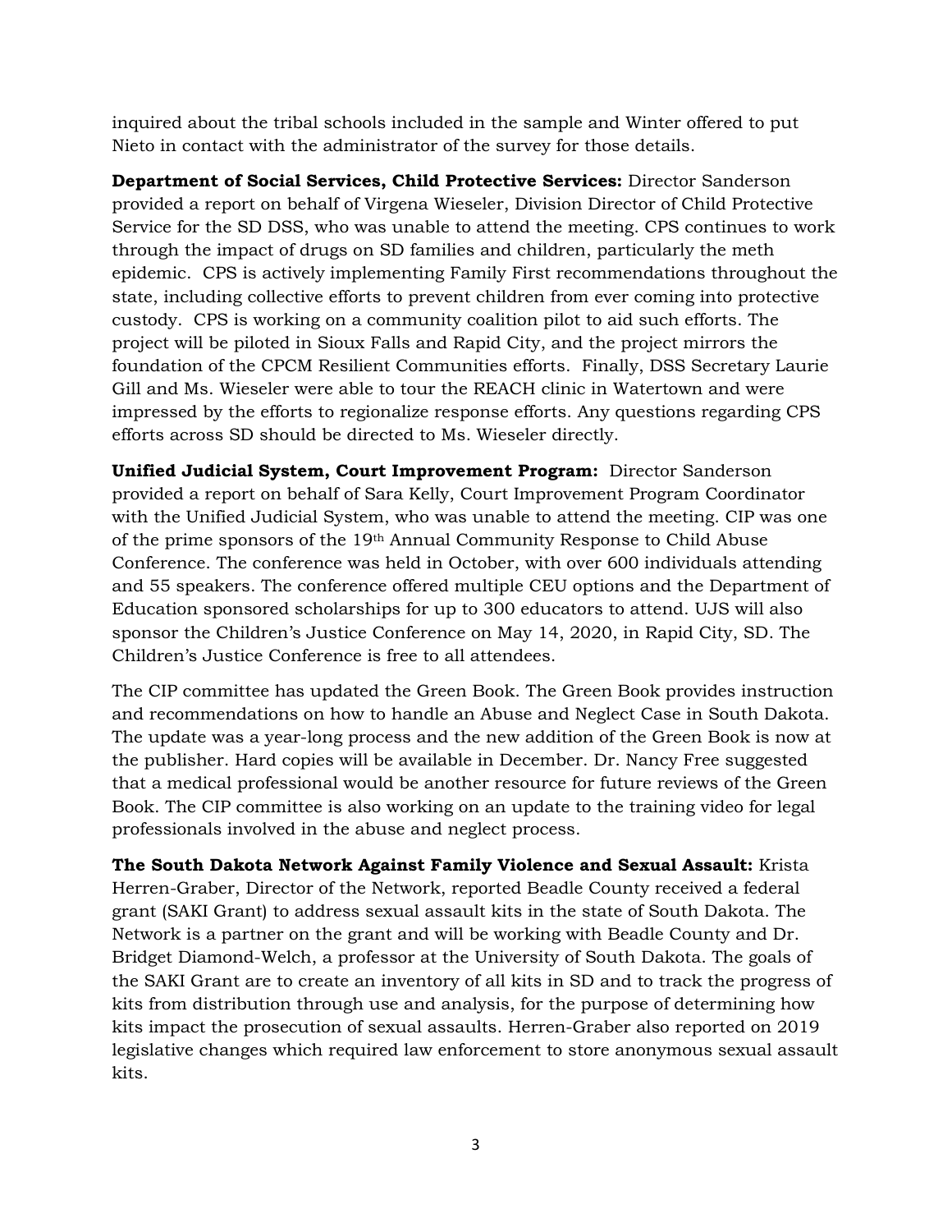inquired about the tribal schools included in the sample and Winter offered to put Nieto in contact with the administrator of the survey for those details.

**Department of Social Services, Child Protective Services:** Director Sanderson provided a report on behalf of Virgena Wieseler, Division Director of Child Protective Service for the SD DSS, who was unable to attend the meeting. CPS continues to work through the impact of drugs on SD families and children, particularly the meth epidemic. CPS is actively implementing Family First recommendations throughout the state, including collective efforts to prevent children from ever coming into protective custody. CPS is working on a community coalition pilot to aid such efforts. The project will be piloted in Sioux Falls and Rapid City, and the project mirrors the foundation of the CPCM Resilient Communities efforts. Finally, DSS Secretary Laurie Gill and Ms. Wieseler were able to tour the REACH clinic in Watertown and were impressed by the efforts to regionalize response efforts. Any questions regarding CPS efforts across SD should be directed to Ms. Wieseler directly.

**Unified Judicial System, Court Improvement Program:** Director Sanderson provided a report on behalf of Sara Kelly, Court Improvement Program Coordinator with the Unified Judicial System, who was unable to attend the meeting. CIP was one of the prime sponsors of the 19th Annual Community Response to Child Abuse Conference. The conference was held in October, with over 600 individuals attending and 55 speakers. The conference offered multiple CEU options and the Department of Education sponsored scholarships for up to 300 educators to attend. UJS will also sponsor the Children's Justice Conference on May 14, 2020, in Rapid City, SD. The Children's Justice Conference is free to all attendees.

The CIP committee has updated the Green Book. The Green Book provides instruction and recommendations on how to handle an Abuse and Neglect Case in South Dakota. The update was a year-long process and the new addition of the Green Book is now at the publisher. Hard copies will be available in December. Dr. Nancy Free suggested that a medical professional would be another resource for future reviews of the Green Book. The CIP committee is also working on an update to the training video for legal professionals involved in the abuse and neglect process.

**The South Dakota Network Against Family Violence and Sexual Assault:** Krista Herren-Graber, Director of the Network, reported Beadle County received a federal grant (SAKI Grant) to address sexual assault kits in the state of South Dakota. The Network is a partner on the grant and will be working with Beadle County and Dr. Bridget Diamond-Welch, a professor at the University of South Dakota. The goals of the SAKI Grant are to create an inventory of all kits in SD and to track the progress of kits from distribution through use and analysis, for the purpose of determining how kits impact the prosecution of sexual assaults. Herren-Graber also reported on 2019 legislative changes which required law enforcement to store anonymous sexual assault kits.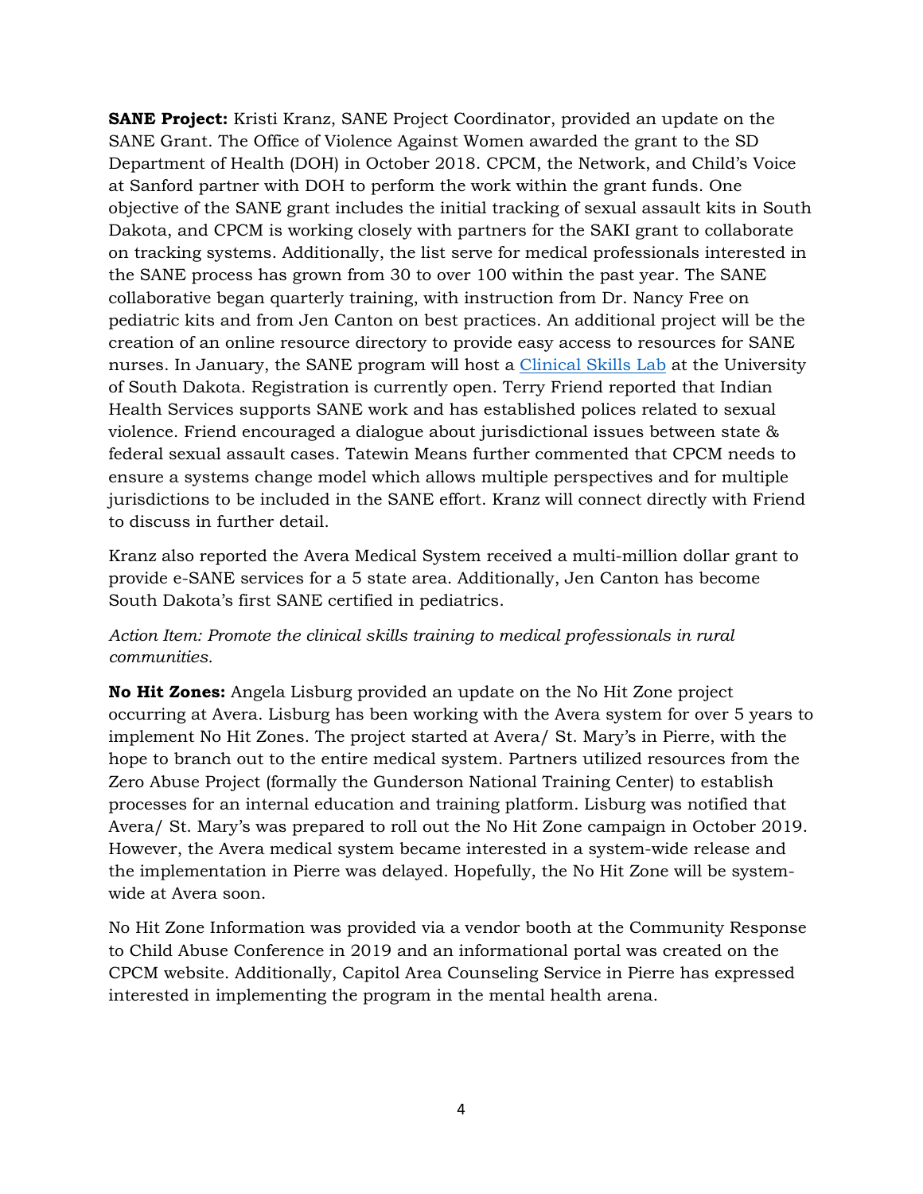**SANE Project:** Kristi Kranz, SANE Project Coordinator, provided an update on the SANE Grant. The Office of Violence Against Women awarded the grant to the SD Department of Health (DOH) in October 2018. CPCM, the Network, and Child's Voice at Sanford partner with DOH to perform the work within the grant funds. One objective of the SANE grant includes the initial tracking of sexual assault kits in South Dakota, and CPCM is working closely with partners for the SAKI grant to collaborate on tracking systems. Additionally, the list serve for medical professionals interested in the SANE process has grown from 30 to over 100 within the past year. The SANE collaborative began quarterly training, with instruction from Dr. Nancy Free on pediatric kits and from Jen Canton on best practices. An additional project will be the creation of an online resource directory to provide easy access to resources for SANE nurses. In January, the SANE program will host a Clinical Skills Lab at the University of South Dakota. Registration is currently open. Terry Friend reported that Indian Health Services supports SANE work and has established polices related to sexual violence. Friend encouraged a dialogue about jurisdictional issues between state & federal sexual assault cases. Tatewin Means further commented that CPCM needs to ensure a systems change model which allows multiple perspectives and for multiple jurisdictions to be included in the SANE effort. Kranz will connect directly with Friend to discuss in further detail.

Kranz also reported the Avera Medical System received a multi-million dollar grant to provide e-SANE services for a 5 state area. Additionally, Jen Canton has become South Dakota's first SANE certified in pediatrics.

*Action Item: Promote the clinical skills training to medical professionals in rural communities.*

**No Hit Zones:** Angela Lisburg provided an update on the No Hit Zone project occurring at Avera. Lisburg has been working with the Avera system for over 5 years to implement No Hit Zones. The project started at Avera/ St. Mary's in Pierre, with the hope to branch out to the entire medical system. Partners utilized resources from the Zero Abuse Project (formally the Gunderson National Training Center) to establish processes for an internal education and training platform. Lisburg was notified that Avera/ St. Mary's was prepared to roll out the No Hit Zone campaign in October 2019. However, the Avera medical system became interested in a system-wide release and the implementation in Pierre was delayed. Hopefully, the No Hit Zone will be system-wide at Avera soon.

No Hit Zone Information was provided via a vendor booth at the Community Response to Child Abuse Conference in 2019 and an informational portal was created on the CPCM website. Additionally, Capitol Area Counseling Service in Pierre has expressed interested in implementing the program in the mental health arena.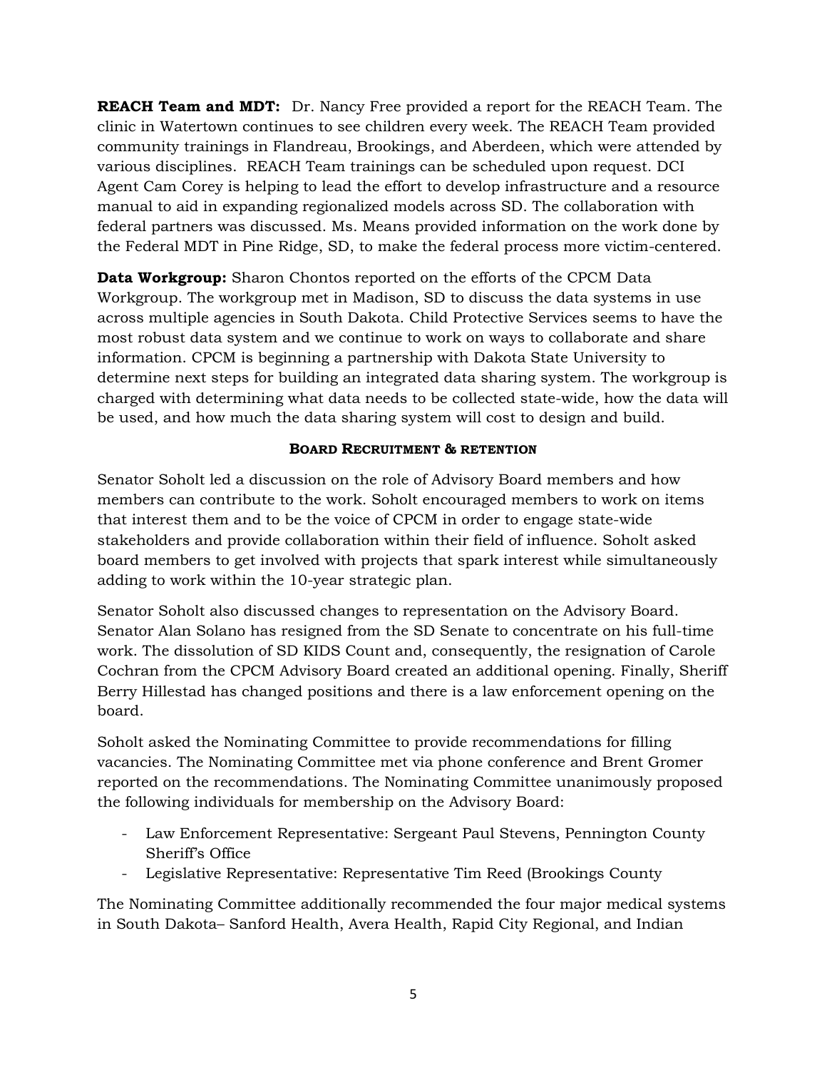**REACH Team and MDT:** Dr. Nancy Free provided a report for the REACH Team. The clinic in Watertown continues to see children every week. The REACH Team provided community trainings in Flandreau, Brookings, and Aberdeen, which were attended by various disciplines. REACH Team trainings can be scheduled upon request. DCI Agent Cam Corey is helping to lead the effort to develop infrastructure and a resource manual to aid in expanding regionalized models across SD. The collaboration with federal partners was discussed. Ms. Means provided information on the work done by the Federal MDT in Pine Ridge, SD, to make the federal process more victim-centered.

**Data Workgroup:** Sharon Chontos reported on the efforts of the CPCM Data Workgroup. The workgroup met in Madison, SD to discuss the data systems in use across multiple agencies in South Dakota. Child Protective Services seems to have the most robust data system and we continue to work on ways to collaborate and share information. CPCM is beginning a partnership with Dakota State University to determine next steps for building an integrated data sharing system. The workgroup is charged with determining what data needs to be collected state-wide, how the data will be used, and how much the data sharing system will cost to design and build.

## BOARD RECRUITMENT & RETENTION

Senator Soholt led a discussion on the role of Advisory Board members and how members can contribute to the work. Soholt encouraged members to work on items that interest them and to be the voice of CPCM in order to engage state-wide stakeholders and provide collaboration within their field of influence. Soholt asked board members to get involved with projects that spark interest while simultaneously adding to work within the 10-year strategic plan.

Senator Soholt also discussed changes to representation on the Advisory Board. Senator Alan Solano has resigned from the SD Senate to concentrate on his full-time work. The dissolution of SD KIDS Count and, consequently, the resignation of Carole Cochran from the CPCM Advisory Board created an additional opening. Finally, Sheriff Berry Hillestad has changed positions and there is a law enforcement opening on the board.

Soholt asked the Nominating Committee to provide recommendations for filling vacancies. The Nominating Committee met via phone conference and Brent Gromer reported on the recommendations. The Nominating Committee unanimously proposed the following individuals for membership on the Advisory Board:

- Law Enforcement Representative: Sergeant Paul Stevens, Pennington County Sheriff's Office
- Legislative Representative: Representative Tim Reed (Brookings County

The Nominating Committee additionally recommended the four major medical systems in South Dakota– Sanford Health, Avera Health, Rapid City Regional, and Indian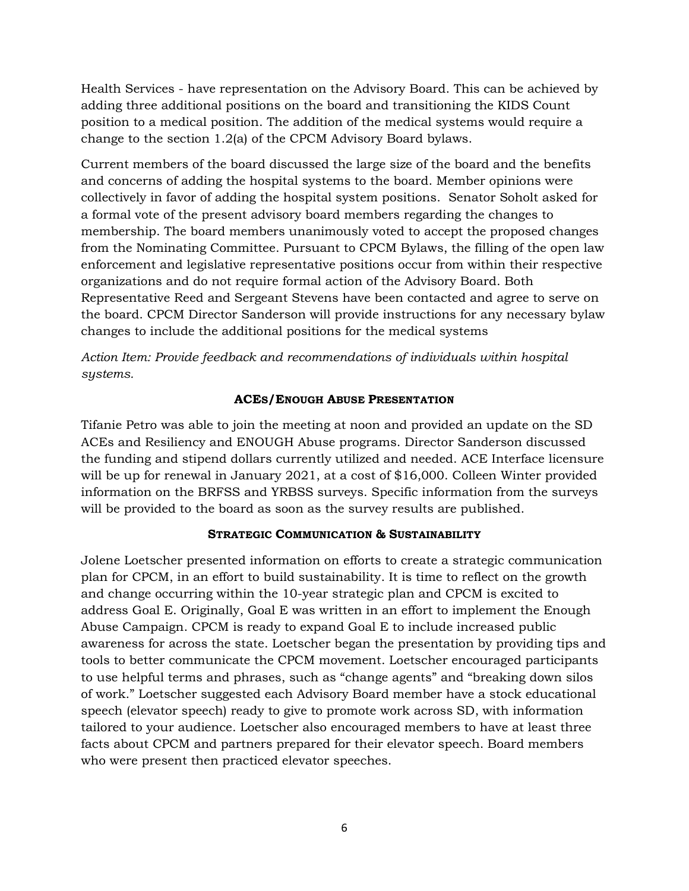Health Services - have representation on the Advisory Board. This can be achieved by adding three additional positions on the board and transitioning the KIDS Count position to a medical position. The addition of the medical systems would require a change to the section 1.2(a) of the CPCM Advisory Board bylaws.

Current members of the board discussed the large size of the board and the benefits and concerns of adding the hospital systems to the board. Member opinions were collectively in favor of adding the hospital system positions. Senator Soholt asked for a formal vote of the present advisory board members regarding the changes to membership. The board members unanimously voted to accept the proposed changes from the Nominating Committee. Pursuant to CPCM Bylaws, the filling of the open law enforcement and legislative representative positions occur from within their respective organizations and do not require formal action of the Advisory Board. Both Representative Reed and Sergeant Stevens have been contacted and agree to serve on the board. CPCM Director Sanderson will provide instructions for any necessary bylaw changes to include the additional positions for the medical systems

*Action Item: Provide feedback and recommendations of individuals within hospital systems.*

### ACEs/Enough Abuse Presentation

Tifanie Petro was able to join the meeting at noon and provided an update on the SD ACEs and Resiliency and ENOUGH Abuse programs. Director Sanderson discussed the funding and stipend dollars currently utilized and needed. ACE Interface licensure will be up for renewal in January 2021, at a cost of $16,000. Colleen Winter provided information on the BRFSS and YRBSS surveys. Specific information from the surveys will be provided to the board as soon as the survey results are published.

### Strategic Communication & Sustainability

Jolene Loetscher presented information on efforts to create a strategic communication plan for CPCM, in an effort to build sustainability. It is time to reflect on the growth and change occurring within the 10-year strategic plan and CPCM is excited to address Goal E. Originally, Goal E was written in an effort to implement the Enough Abuse Campaign. CPCM is ready to expand Goal E to include increased public awareness for across the state. Loetscher began the presentation by providing tips and tools to better communicate the CPCM movement. Loetscher encouraged participants to use helpful terms and phrases, such as "change agents" and "breaking down silos of work." Loetscher suggested each Advisory Board member have a stock educational speech (elevator speech) ready to give to promote work across SD, with information tailored to your audience. Loetscher also encouraged members to have at least three facts about CPCM and partners prepared for their elevator speech. Board members who were present then practiced elevator speeches.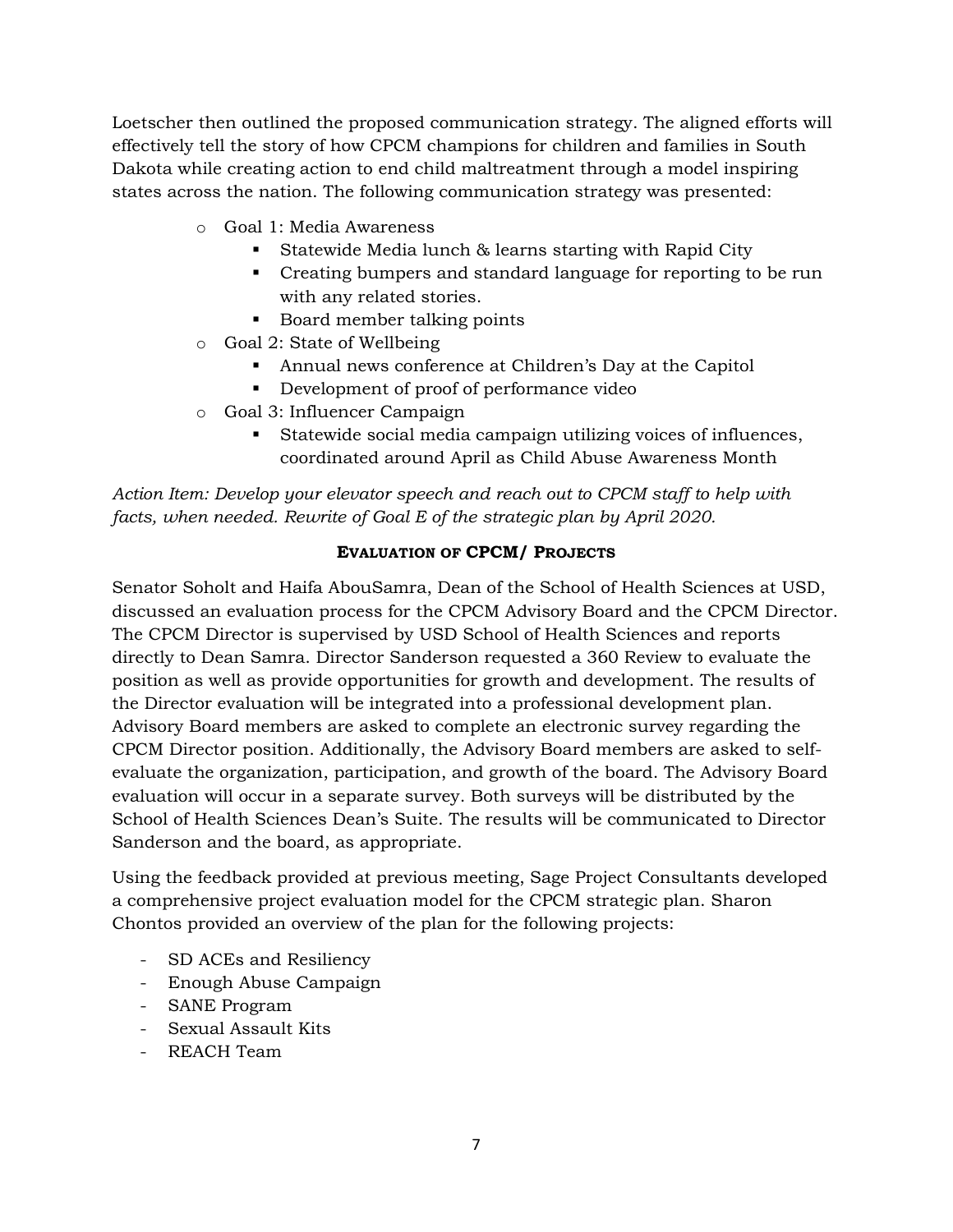Loetscher then outlined the proposed communication strategy. The aligned efforts will effectively tell the story of how CPCM champions for children and families in South Dakota while creating action to end child maltreatment through a model inspiring states across the nation. The following communication strategy was presented:

- Goal 1: Media Awareness
  - Statewide Media lunch & learns starting with Rapid City
  - Creating bumpers and standard language for reporting to be run with any related stories.
  - Board member talking points
- Goal 2: State of Wellbeing
  - Annual news conference at Children's Day at the Capitol
  - Development of proof of performance video
- Goal 3: Influencer Campaign
  - Statewide social media campaign utilizing voices of influences, coordinated around April as Child Abuse Awareness Month

*Action Item: Develop your elevator speech and reach out to CPCM staff to help with facts, when needed. Rewrite of Goal E of the strategic plan by April 2020.*

## EVALUATION OF CPCM/ PROJECTS

Senator Soholt and Haifa AbouSamra, Dean of the School of Health Sciences at USD, discussed an evaluation process for the CPCM Advisory Board and the CPCM Director. The CPCM Director is supervised by USD School of Health Sciences and reports directly to Dean Samra. Director Sanderson requested a 360 Review to evaluate the position as well as provide opportunities for growth and development. The results of the Director evaluation will be integrated into a professional development plan. Advisory Board members are asked to complete an electronic survey regarding the CPCM Director position. Additionally, the Advisory Board members are asked to self-evaluate the organization, participation, and growth of the board. The Advisory Board evaluation will occur in a separate survey. Both surveys will be distributed by the School of Health Sciences Dean's Suite. The results will be communicated to Director Sanderson and the board, as appropriate.

Using the feedback provided at previous meeting, Sage Project Consultants developed a comprehensive project evaluation model for the CPCM strategic plan. Sharon Chontos provided an overview of the plan for the following projects:

- SD ACEs and Resiliency
- Enough Abuse Campaign
- SANE Program
- Sexual Assault Kits
- REACH Team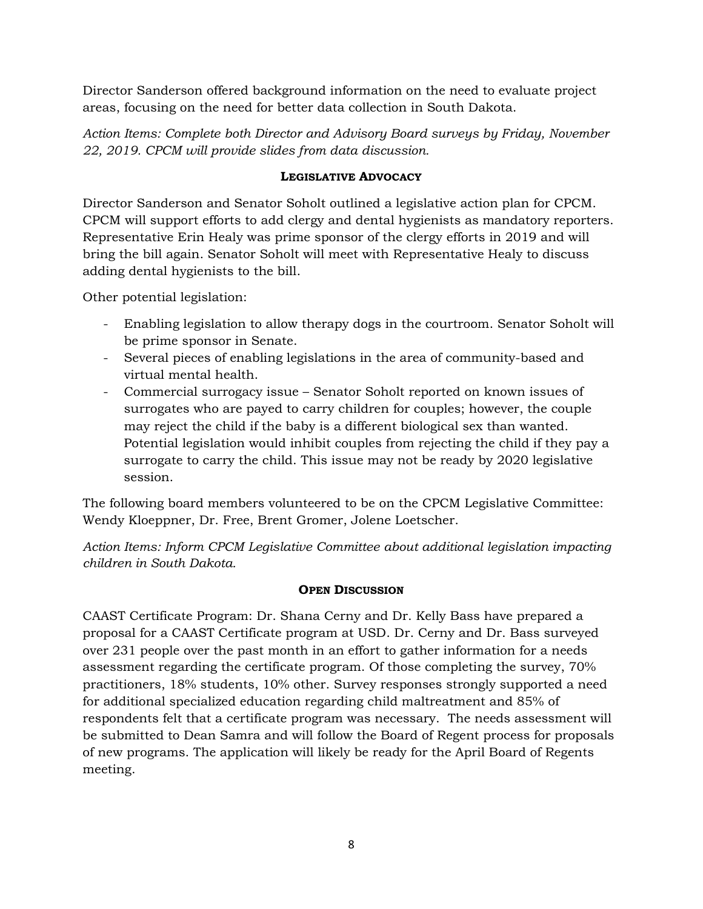Director Sanderson offered background information on the need to evaluate project areas, focusing on the need for better data collection in South Dakota.

*Action Items: Complete both Director and Advisory Board surveys by Friday, November 22, 2019. CPCM will provide slides from data discussion.*

## LEGISLATIVE ADVOCACY

Director Sanderson and Senator Soholt outlined a legislative action plan for CPCM. CPCM will support efforts to add clergy and dental hygienists as mandatory reporters. Representative Erin Healy was prime sponsor of the clergy efforts in 2019 and will bring the bill again. Senator Soholt will meet with Representative Healy to discuss adding dental hygienists to the bill.

Other potential legislation:

- Enabling legislation to allow therapy dogs in the courtroom. Senator Soholt will be prime sponsor in Senate.
- Several pieces of enabling legislations in the area of community-based and virtual mental health.
- Commercial surrogacy issue – Senator Soholt reported on known issues of surrogates who are payed to carry children for couples; however, the couple may reject the child if the baby is a different biological sex than wanted. Potential legislation would inhibit couples from rejecting the child if they pay a surrogate to carry the child. This issue may not be ready by 2020 legislative session.

The following board members volunteered to be on the CPCM Legislative Committee: Wendy Kloeppner, Dr. Free, Brent Gromer, Jolene Loetscher.

*Action Items: Inform CPCM Legislative Committee about additional legislation impacting children in South Dakota.*

## OPEN DISCUSSION

CAAST Certificate Program: Dr. Shana Cerny and Dr. Kelly Bass have prepared a proposal for a CAAST Certificate program at USD. Dr. Cerny and Dr. Bass surveyed over 231 people over the past month in an effort to gather information for a needs assessment regarding the certificate program. Of those completing the survey, 70% practitioners, 18% students, 10% other. Survey responses strongly supported a need for additional specialized education regarding child maltreatment and 85% of respondents felt that a certificate program was necessary. The needs assessment will be submitted to Dean Samra and will follow the Board of Regent process for proposals of new programs. The application will likely be ready for the April Board of Regents meeting.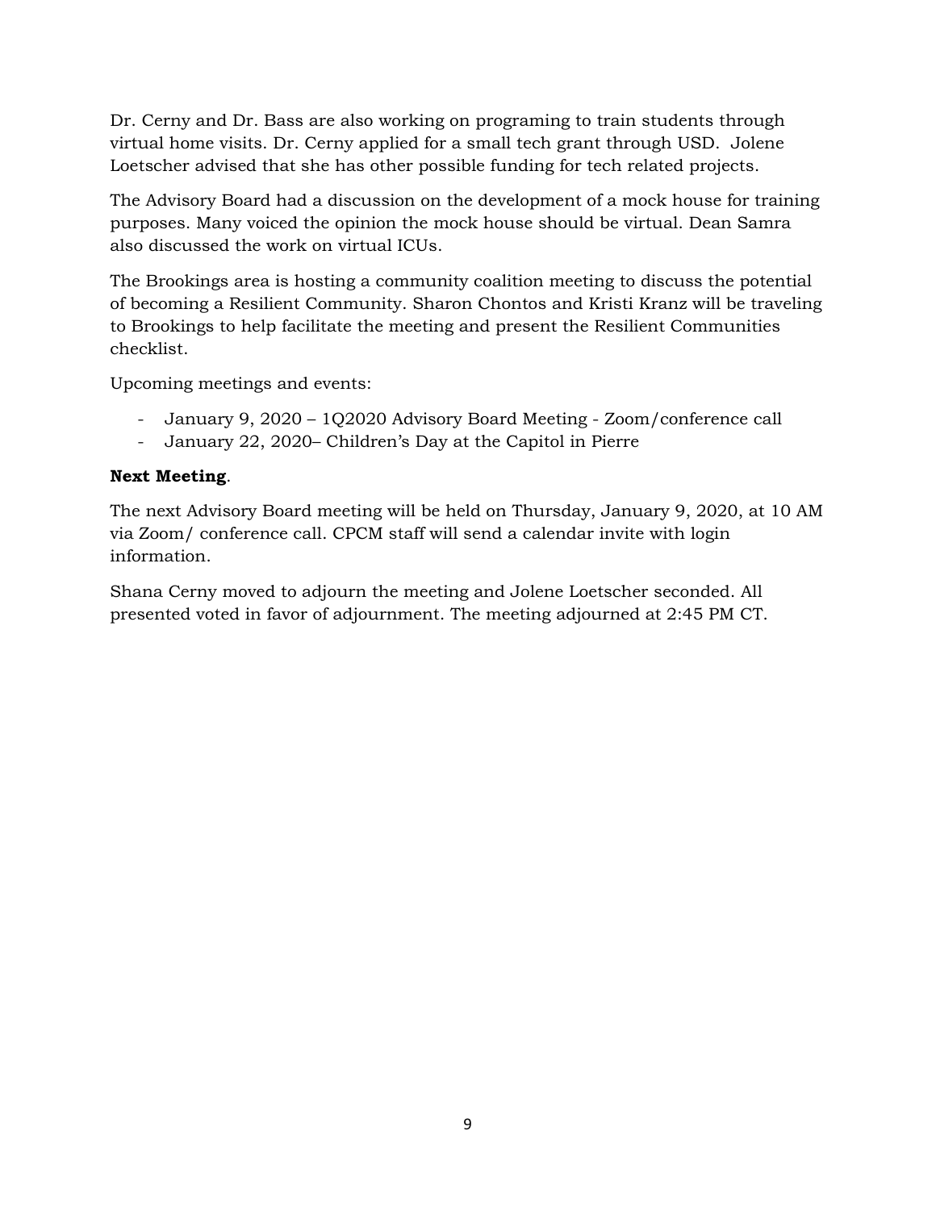Dr. Cerny and Dr. Bass are also working on programing to train students through virtual home visits. Dr. Cerny applied for a small tech grant through USD. Jolene Loetscher advised that she has other possible funding for tech related projects.

The Advisory Board had a discussion on the development of a mock house for training purposes. Many voiced the opinion the mock house should be virtual. Dean Samra also discussed the work on virtual ICUs.

The Brookings area is hosting a community coalition meeting to discuss the potential of becoming a Resilient Community. Sharon Chontos and Kristi Kranz will be traveling to Brookings to help facilitate the meeting and present the Resilient Communities checklist.

Upcoming meetings and events:

- January 9, 2020 – 1Q2020 Advisory Board Meeting - Zoom/conference call
- January 22, 2020– Children's Day at the Capitol in Pierre

**Next Meeting**.

The next Advisory Board meeting will be held on Thursday, January 9, 2020, at 10 AM via Zoom/ conference call. CPCM staff will send a calendar invite with login information.

Shana Cerny moved to adjourn the meeting and Jolene Loetscher seconded. All presented voted in favor of adjournment. The meeting adjourned at 2:45 PM CT.